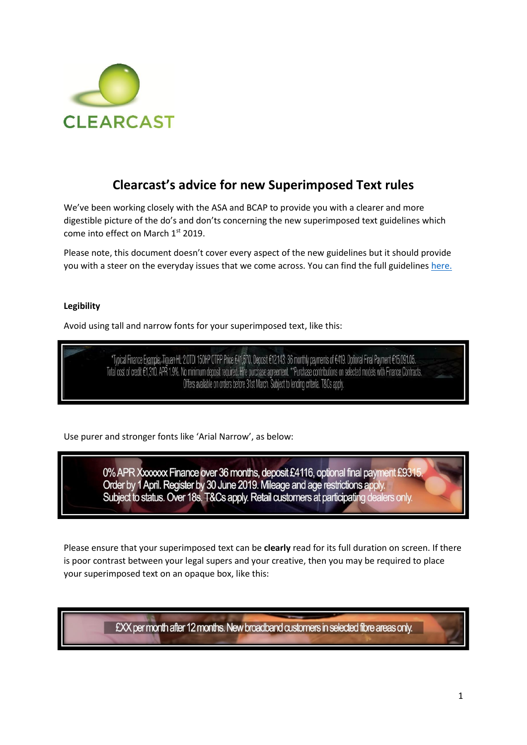CLEARCAST

# Clearcast's advice for new Superimposed Text rules

We've been working closely with the ASA and BCAP to provide you with a clearer and more digestible picture of the do's and don'ts concerning the new superimposed text guidelines which come into effect on March 1st 2019.

Please note, this document doesn't cover every aspect of the new guidelines but it should provide you with a steer on the everyday issues that we come across. You can find the full guidelines here.

**Legibility**

Avoid using tall and narrow fonts for your superimposed text, like this:

*Typical Finance Example: Tiguan HL 2.0TDI 150HP OTRP Price €41,570. Deposit €12,143. 36 monthly payments of €419. Optional Final Payment €15,091.05. Total cost of credit €1,310. APR 1.9%. No minimum deposit required. Hire purchase agreement. **Purchase contributions on selected models with Finance Contracts. Offers available on orders before 31st March. Subject to lending criteria. T&Cs apply.

Use purer and stronger fonts like 'Arial Narrow', as below:

0% APR Xxxxxx Finance over 36 months, deposit £4116, optional final payment £9315. Order by 1 April. Register by 30 June 2019. Mileage and age restrictions apply. Subject to status. Over 18s. T&Cs apply. Retail customers at participating dealers only.

Please ensure that your superimposed text can be **clearly** read for its full duration on screen. If there is poor contrast between your legal supers and your creative, then you may be required to place your superimposed text on an opaque box, like this:

£XX per month after 12 months. New broadband customers in selected fibre areas only.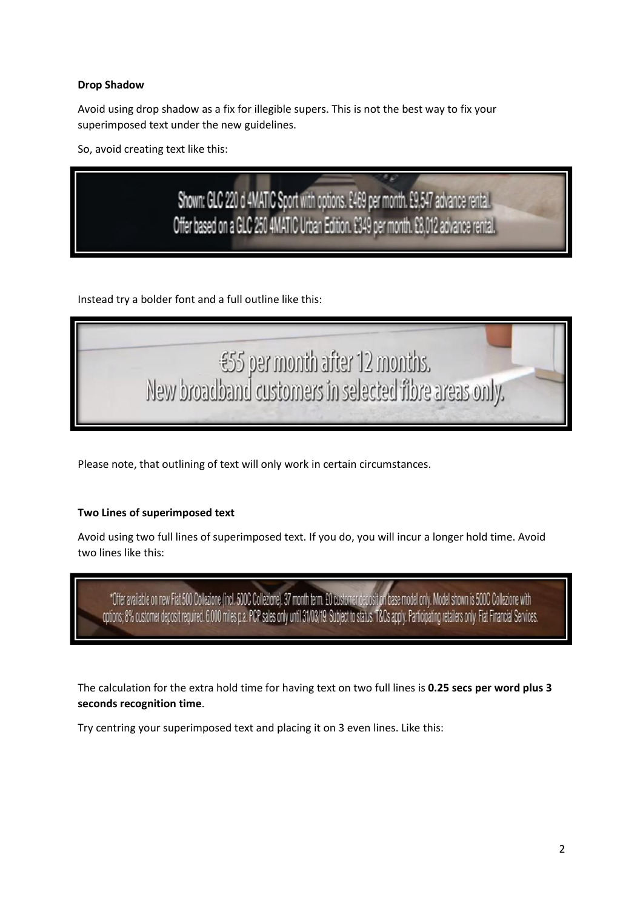**Drop Shadow**

Avoid using drop shadow as a fix for illegible supers. This is not the best way to fix your superimposed text under the new guidelines.

So, avoid creating text like this:

Shown: GLC 220 d 4MATIC Sport with options. £469 per month. £9,547 advance rental.
Offer based on a GLC 250 4MATIC Urban Edition. £349 per month. £8,012 advance rental.

Instead try a bolder font and a full outline like this:

€55 per month after 12 months.
New broadband customers in selected fibre areas only.

Please note, that outlining of text will only work in certain circumstances.

**Two Lines of superimposed text**

Avoid using two full lines of superimposed text. If you do, you will incur a longer hold time. Avoid two lines like this:

*Offer available on new Fiat 500 Collezione (incl. 500C Collezione). 37 month term. £0 customer deposit on base model only. Model shown is 500C Collezione with options; 8% customer deposit required. 6,000 miles p.a. PCP sales only until 31/03/19. Subject to status. T&Cs apply. Participating retailers only. Fiat Financial Services.

The calculation for the extra hold time for having text on two full lines is **0.25 secs per word plus 3 seconds recognition time**.

Try centring your superimposed text and placing it on 3 even lines. Like this: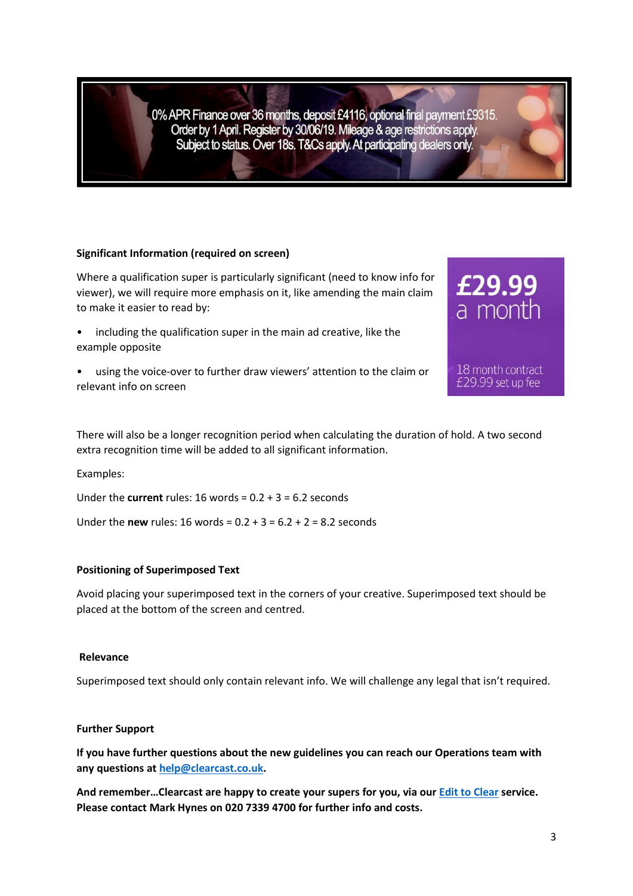0% APR Finance over 36 months, deposit £4116, optional final payment £9315.
Order by 1 April. Register by 30/06/19. Mileage & age restrictions apply.
Subject to status. Over 18s. T&Cs apply. At participating dealers only.

**Significant Information (required on screen)**

Where a qualification super is particularly significant (need to know info for viewer), we will require more emphasis on it, like amending the main claim to make it easier to read by:

- including the qualification super in the main ad creative, like the example opposite
- using the voice-over to further draw viewers' attention to the claim or relevant info on screen

£29.99
a month

18 month contract
£29.99 set up fee

There will also be a longer recognition period when calculating the duration of hold. A two second extra recognition time will be added to all significant information.

Examples:

Under the **current** rules: 16 words = 0.2 + 3 = 6.2 seconds

Under the **new** rules: 16 words = 0.2 + 3 = 6.2 + 2 = 8.2 seconds

**Positioning of Superimposed Text**

Avoid placing your superimposed text in the corners of your creative. Superimposed text should be placed at the bottom of the screen and centred.

**Relevance**

Superimposed text should only contain relevant info. We will challenge any legal that isn't required.

**Further Support**

**If you have further questions about the new guidelines you can reach our Operations team with any questions at help@clearcast.co.uk.**

**And remember…Clearcast are happy to create your supers for you, via our Edit to Clear service. Please contact Mark Hynes on 020 7339 4700 for further info and costs.**